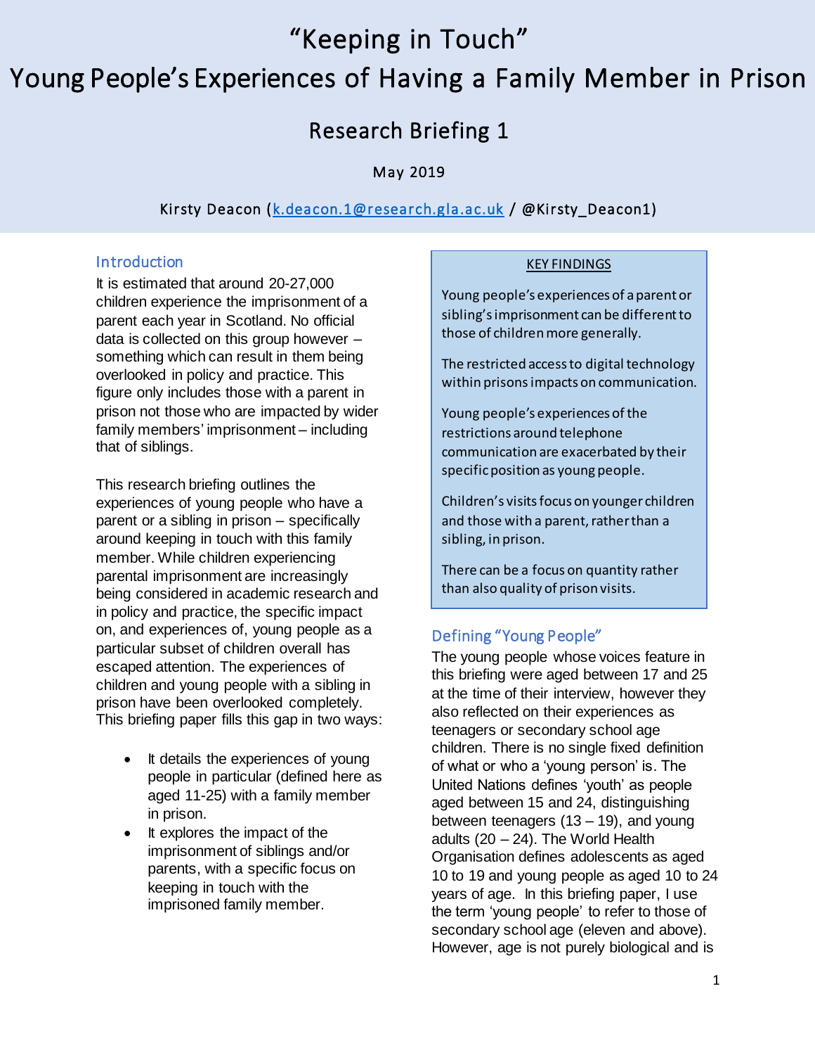# "Keeping in Touch"

# Young People's Experiences of Having a Family Member in Prison

## Research Briefing 1

May 2019

Kirsty Deacon (k.deacon.1@research.gla.ac.uk / @Kirsty_Deacon1)

### Introduction

It is estimated that around 20-27,000 children experience the imprisonment of a parent each year in Scotland. No official data is collected on this group however – something which can result in them being overlooked in policy and practice. This figure only includes those with a parent in prison not those who are impacted by wider family members' imprisonment – including that of siblings.

This research briefing outlines the experiences of young people who have a parent or a sibling in prison – specifically around keeping in touch with this family member. While children experiencing parental imprisonment are increasingly being considered in academic research and in policy and practice, the specific impact on, and experiences of, young people as a particular subset of children overall has escaped attention. The experiences of children and young people with a sibling in prison have been overlooked completely. This briefing paper fills this gap in two ways:

- It details the experiences of young people in particular (defined here as aged 11-25) with a family member in prison.
- It explores the impact of the imprisonment of siblings and/or parents, with a specific focus on keeping in touch with the imprisoned family member.

> **KEY FINDINGS**
>
> Young people's experiences of a parent or sibling's imprisonment can be different to those of children more generally.
>
> The restricted access to digital technology within prisons impacts on communication.
>
> Young people's experiences of the restrictions around telephone communication are exacerbated by their specific position as young people.
>
> Children's visits focus on younger children and those with a parent, rather than a sibling, in prison.
>
> There can be a focus on quantity rather than also quality of prison visits.

### Defining "Young People"

The young people whose voices feature in this briefing were aged between 17 and 25 at the time of their interview, however they also reflected on their experiences as teenagers or secondary school age children. There is no single fixed definition of what or who a 'young person' is. The United Nations defines 'youth' as people aged between 15 and 24, distinguishing between teenagers (13 – 19), and young adults (20 – 24). The World Health Organisation defines adolescents as aged 10 to 19 and young people as aged 10 to 24 years of age. In this briefing paper, I use the term 'young people' to refer to those of secondary school age (eleven and above). However, age is not purely biological and is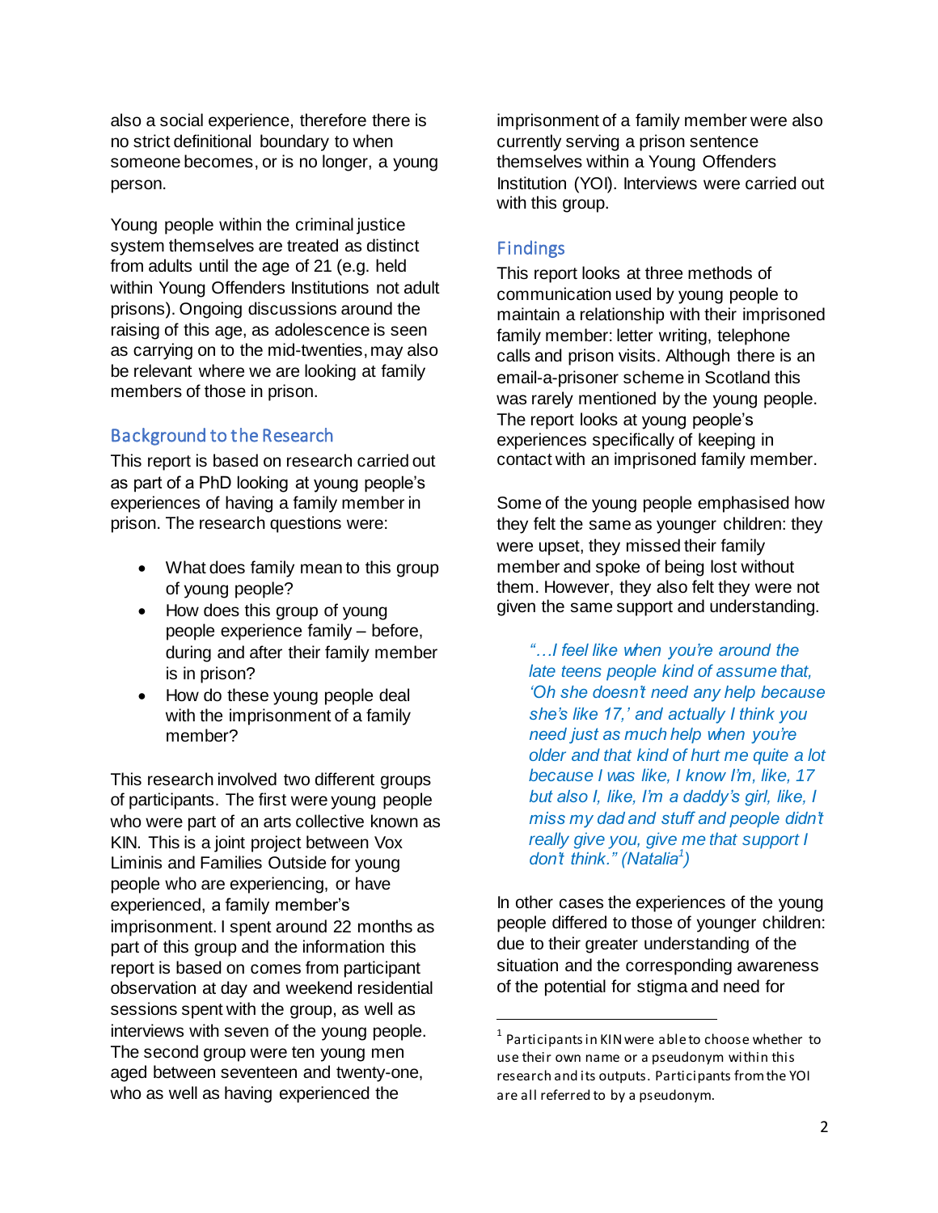also a social experience, therefore there is no strict definitional boundary to when someone becomes, or is no longer, a young person.

Young people within the criminal justice system themselves are treated as distinct from adults until the age of 21 (e.g. held within Young Offenders Institutions not adult prisons). Ongoing discussions around the raising of this age, as adolescence is seen as carrying on to the mid-twenties, may also be relevant where we are looking at family members of those in prison.

## Background to the Research

This report is based on research carried out as part of a PhD looking at young people's experiences of having a family member in prison. The research questions were:

- What does family mean to this group of young people?
- How does this group of young people experience family – before, during and after their family member is in prison?
- How do these young people deal with the imprisonment of a family member?

This research involved two different groups of participants. The first were young people who were part of an arts collective known as KIN. This is a joint project between Vox Liminis and Families Outside for young people who are experiencing, or have experienced, a family member's imprisonment. I spent around 22 months as part of this group and the information this report is based on comes from participant observation at day and weekend residential sessions spent with the group, as well as interviews with seven of the young people. The second group were ten young men aged between seventeen and twenty-one, who as well as having experienced the imprisonment of a family member were also currently serving a prison sentence themselves within a Young Offenders Institution (YOI). Interviews were carried out with this group.

## Findings

This report looks at three methods of communication used by young people to maintain a relationship with their imprisoned family member: letter writing, telephone calls and prison visits. Although there is an email-a-prisoner scheme in Scotland this was rarely mentioned by the young people. The report looks at young people's experiences specifically of keeping in contact with an imprisoned family member.

Some of the young people emphasised how they felt the same as younger children: they were upset, they missed their family member and spoke of being lost without them. However, they also felt they were not given the same support and understanding.

> *"…I feel like when you're around the late teens people kind of assume that, 'Oh she doesn't need any help because she's like 17,' and actually I think you need just as much help when you're older and that kind of hurt me quite a lot because I was like, I know I'm, like, 17 but also I, like, I'm a daddy's girl, like, I miss my dad and stuff and people didn't really give you, give me that support I don't think." (Natalia[1])*

In other cases the experiences of the young people differed to those of younger children: due to their greater understanding of the situation and the corresponding awareness of the potential for stigma and need for

[1] Participants in KIN were able to choose whether to use their own name or a pseudonym within this research and its outputs. Participants from the YOI are all referred to by a pseudonym.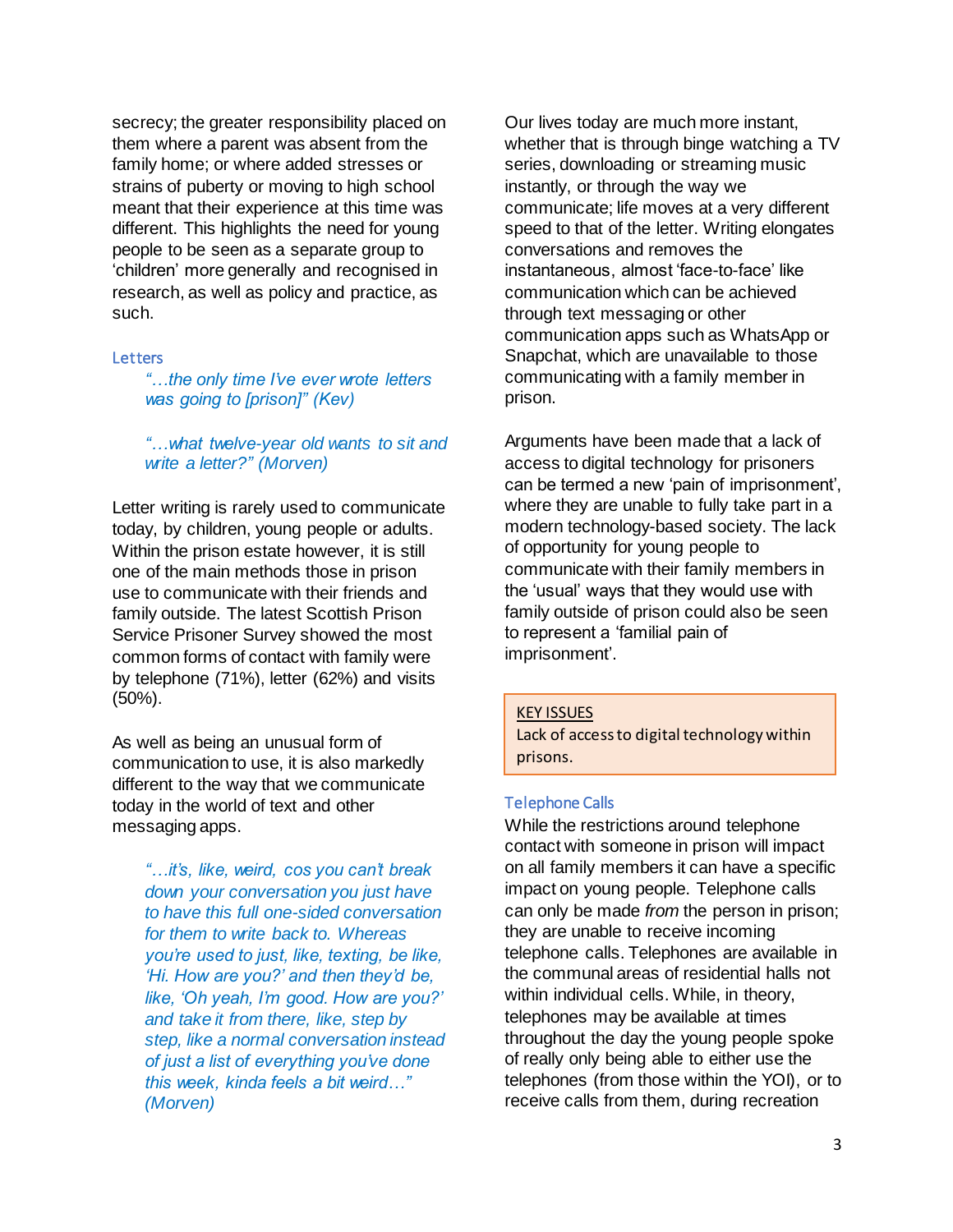secrecy; the greater responsibility placed on them where a parent was absent from the family home; or where added stresses or strains of puberty or moving to high school meant that their experience at this time was different. This highlights the need for young people to be seen as a separate group to 'children' more generally and recognised in research, as well as policy and practice, as such.

### Letters

> *"…the only time I've ever wrote letters was going to [prison]" (Kev)*

> *"…what twelve-year old wants to sit and write a letter?" (Morven)*

Letter writing is rarely used to communicate today, by children, young people or adults. Within the prison estate however, it is still one of the main methods those in prison use to communicate with their friends and family outside. The latest Scottish Prison Service Prisoner Survey showed the most common forms of contact with family were by telephone (71%), letter (62%) and visits (50%).

As well as being an unusual form of communication to use, it is also markedly different to the way that we communicate today in the world of text and other messaging apps.

> *"…it's, like, weird, cos you can't break down your conversation you just have to have this full one-sided conversation for them to write back to. Whereas you're used to just, like, texting, be like, 'Hi. How are you?' and then they'd be, like, 'Oh yeah, I'm good. How are you?' and take it from there, like, step by step, like a normal conversation instead of just a list of everything you've done this week, kinda feels a bit weird…" (Morven)*

Our lives today are much more instant, whether that is through binge watching a TV series, downloading or streaming music instantly, or through the way we communicate; life moves at a very different speed to that of the letter. Writing elongates conversations and removes the instantaneous, almost 'face-to-face' like communication which can be achieved through text messaging or other communication apps such as WhatsApp or Snapchat, which are unavailable to those communicating with a family member in prison.

Arguments have been made that a lack of access to digital technology for prisoners can be termed a new 'pain of imprisonment', where they are unable to fully take part in a modern technology-based society. The lack of opportunity for young people to communicate with their family members in the 'usual' ways that they would use with family outside of prison could also be seen to represent a 'familial pain of imprisonment'.

> KEY ISSUES
>
> Lack of access to digital technology within prisons.

### Telephone Calls

While the restrictions around telephone contact with someone in prison will impact on all family members it can have a specific impact on young people. Telephone calls can only be made *from* the person in prison; they are unable to receive incoming telephone calls. Telephones are available in the communal areas of residential halls not within individual cells. While, in theory, telephones may be available at times throughout the day the young people spoke of really only being able to either use the telephones (from those within the YOI), or to receive calls from them, during recreation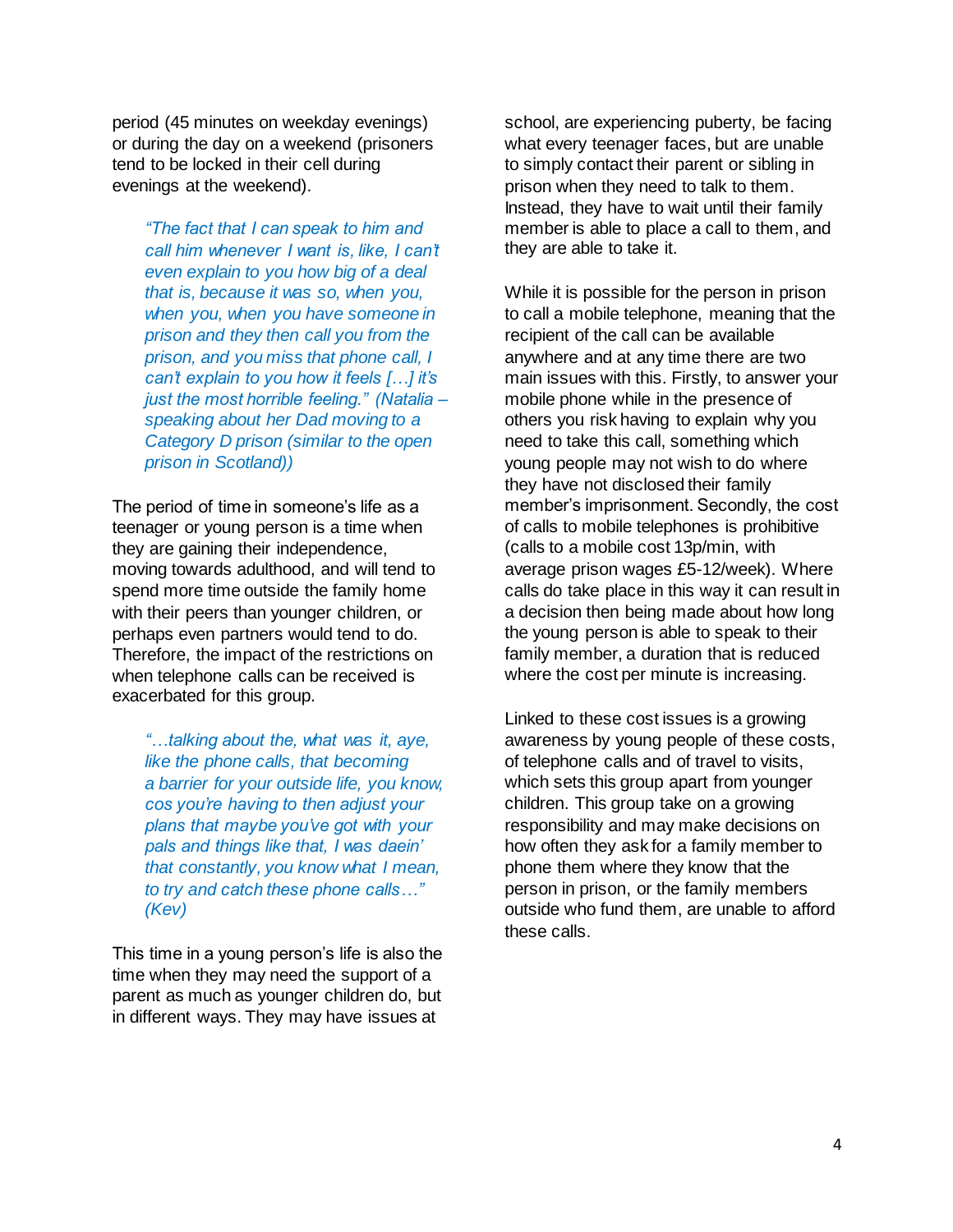period (45 minutes on weekday evenings) or during the day on a weekend (prisoners tend to be locked in their cell during evenings at the weekend).

> *"The fact that I can speak to him and call him whenever I want is, like, I can't even explain to you how big of a deal that is, because it was so, when you, when you, when you have someone in prison and they then call you from the prison, and you miss that phone call, I can't explain to you how it feels […] it's just the most horrible feeling." (Natalia – speaking about her Dad moving to a Category D prison (similar to the open prison in Scotland))*

The period of time in someone's life as a teenager or young person is a time when they are gaining their independence, moving towards adulthood, and will tend to spend more time outside the family home with their peers than younger children, or perhaps even partners would tend to do. Therefore, the impact of the restrictions on when telephone calls can be received is exacerbated for this group.

> *"…talking about the, what was it, aye, like the phone calls, that becoming a barrier for your outside life, you know, cos you're having to then adjust your plans that maybe you've got with your pals and things like that, I was daein' that constantly, you know what I mean, to try and catch these phone calls…" (Kev)*

This time in a young person's life is also the time when they may need the support of a parent as much as younger children do, but in different ways. They may have issues at school, are experiencing puberty, be facing what every teenager faces, but are unable to simply contact their parent or sibling in prison when they need to talk to them. Instead, they have to wait until their family member is able to place a call to them, and they are able to take it.

While it is possible for the person in prison to call a mobile telephone, meaning that the recipient of the call can be available anywhere and at any time there are two main issues with this. Firstly, to answer your mobile phone while in the presence of others you risk having to explain why you need to take this call, something which young people may not wish to do where they have not disclosed their family member's imprisonment. Secondly, the cost of calls to mobile telephones is prohibitive (calls to a mobile cost 13p/min, with average prison wages £5-12/week). Where calls do take place in this way it can result in a decision then being made about how long the young person is able to speak to their family member, a duration that is reduced where the cost per minute is increasing.

Linked to these cost issues is a growing awareness by young people of these costs, of telephone calls and of travel to visits, which sets this group apart from younger children. This group take on a growing responsibility and may make decisions on how often they ask for a family member to phone them where they know that the person in prison, or the family members outside who fund them, are unable to afford these calls.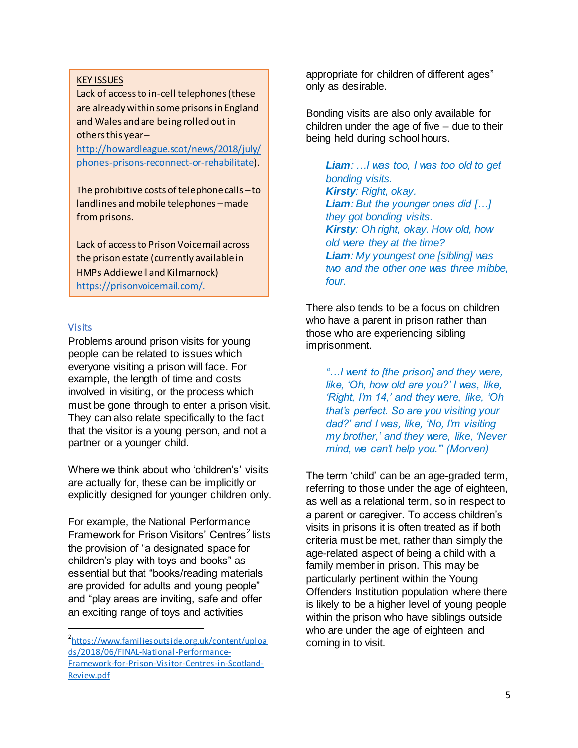KEY ISSUES

Lack of access to in-cell telephones (these are already within some prisons in England and Wales and are being rolled out in others this year – http://howardleague.scot/news/2018/july/phones-prisons-reconnect-or-rehabilitate).

The prohibitive costs of telephone calls – to landlines and mobile telephones – made from prisons.

Lack of access to Prison Voicemail across the prison estate (currently available in HMPs Addiewell and Kilmarnock) https://prisonvoicemail.com/.

## Visits

Problems around prison visits for young people can be related to issues which everyone visiting a prison will face. For example, the length of time and costs involved in visiting, or the process which must be gone through to enter a prison visit. They can also relate specifically to the fact that the visitor is a young person, and not a partner or a younger child.

Where we think about who 'children's' visits are actually for, these can be implicitly or explicitly designed for younger children only.

For example, the National Performance Framework for Prison Visitors' Centres[2] lists the provision of "a designated space for children's play with toys and books" as essential but that "books/reading materials are provided for adults and young people" and "play areas are inviting, safe and offer an exciting range of toys and activities appropriate for children of different ages" only as desirable.

Bonding visits are also only available for children under the age of five – due to their being held during school hours.

> ***Liam***: *…I was too, I was too old to get bonding visits.*
> ***Kirsty***: *Right, okay.*
> ***Liam***: *But the younger ones did […] they got bonding visits.*
> ***Kirsty***: *Oh right, okay. How old, how old were they at the time?*
> ***Liam***: *My youngest one [sibling] was two and the other one was three mibbe, four.*

There also tends to be a focus on children who have a parent in prison rather than those who are experiencing sibling imprisonment.

> *"…I went to [the prison] and they were, like, 'Oh, how old are you?' I was, like, 'Right, I'm 14,' and they were, like, 'Oh that's perfect. So are you visiting your dad?' and I was, like, 'No, I'm visiting my brother,' and they were, like, 'Never mind, we can't help you.'" (Morven)*

The term 'child' can be an age-graded term, referring to those under the age of eighteen, as well as a relational term, so in respect to a parent or caregiver. To access children's visits in prisons it is often treated as if both criteria must be met, rather than simply the age-related aspect of being a child with a family member in prison. This may be particularly pertinent within the Young Offenders Institution population where there is likely to be a higher level of young people within the prison who have siblings outside who are under the age of eighteen and coming in to visit.

---

[2] https://www.familiesoutside.org.uk/content/uploads/2018/06/FINAL-National-Performance-Framework-for-Prison-Visitor-Centres-in-Scotland-Review.pdf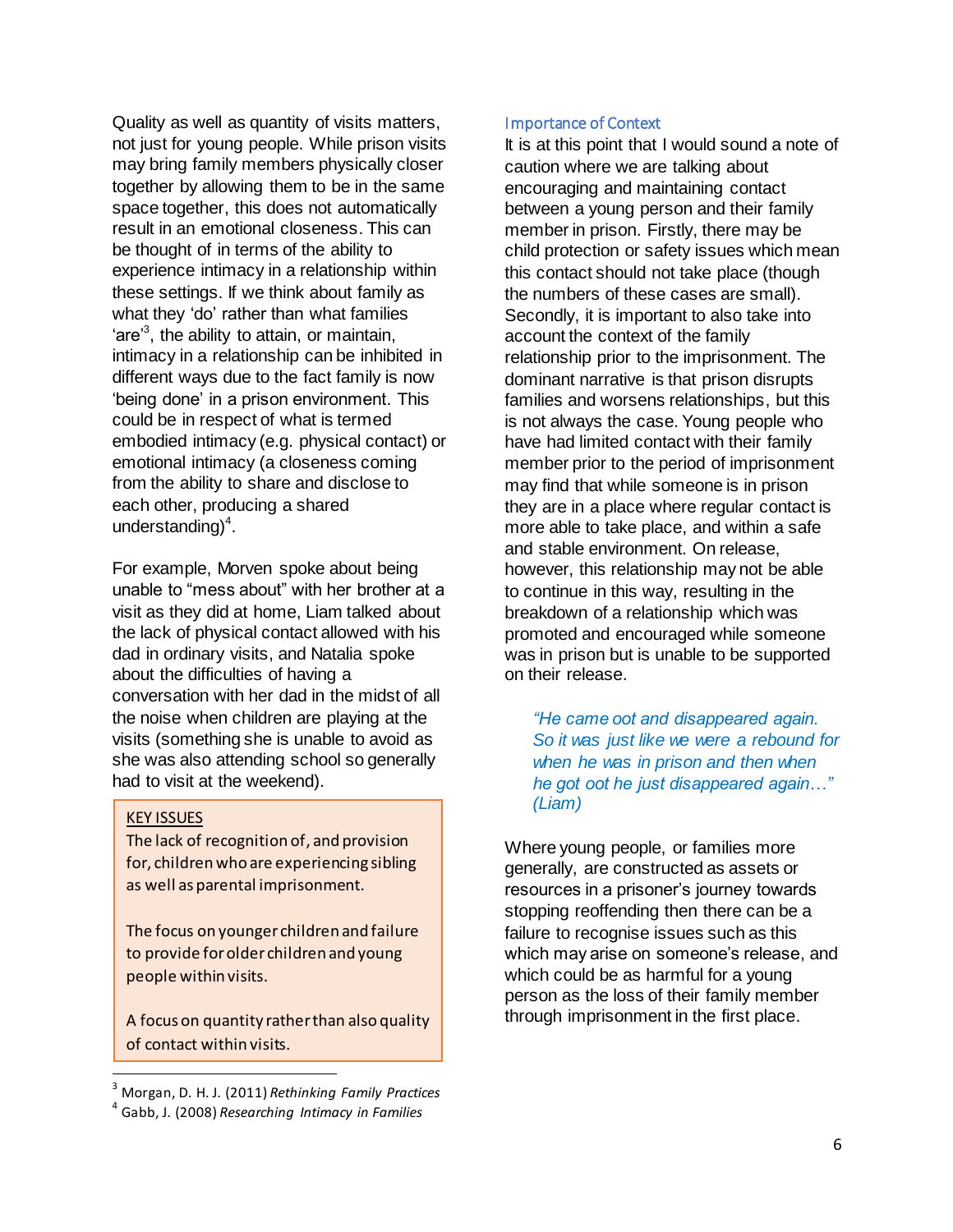Quality as well as quantity of visits matters, not just for young people. While prison visits may bring family members physically closer together by allowing them to be in the same space together, this does not automatically result in an emotional closeness. This can be thought of in terms of the ability to experience intimacy in a relationship within these settings. If we think about family as what they 'do' rather than what families 'are'[3], the ability to attain, or maintain, intimacy in a relationship can be inhibited in different ways due to the fact family is now 'being done' in a prison environment. This could be in respect of what is termed embodied intimacy (e.g. physical contact) or emotional intimacy (a closeness coming from the ability to share and disclose to each other, producing a shared understanding)[4].

For example, Morven spoke about being unable to "mess about" with her brother at a visit as they did at home, Liam talked about the lack of physical contact allowed with his dad in ordinary visits, and Natalia spoke about the difficulties of having a conversation with her dad in the midst of all the noise when children are playing at the visits (something she is unable to avoid as she was also attending school so generally had to visit at the weekend).

> **KEY ISSUES**
>
> The lack of recognition of, and provision for, children who are experiencing sibling as well as parental imprisonment.
>
> The focus on younger children and failure to provide for older children and young people within visits.
>
> A focus on quantity rather than also quality of contact within visits.

### Importance of Context

It is at this point that I would sound a note of caution where we are talking about encouraging and maintaining contact between a young person and their family member in prison. Firstly, there may be child protection or safety issues which mean this contact should not take place (though the numbers of these cases are small). Secondly, it is important to also take into account the context of the family relationship prior to the imprisonment. The dominant narrative is that prison disrupts families and worsens relationships, but this is not always the case. Young people who have had limited contact with their family member prior to the period of imprisonment may find that while someone is in prison they are in a place where regular contact is more able to take place, and within a safe and stable environment. On release, however, this relationship may not be able to continue in this way, resulting in the breakdown of a relationship which was promoted and encouraged while someone was in prison but is unable to be supported on their release.

> *"He came oot and disappeared again. So it was just like we were a rebound for when he was in prison and then when he got oot he just disappeared again…" (Liam)*

Where young people, or families more generally, are constructed as assets or resources in a prisoner's journey towards stopping reoffending then there can be a failure to recognise issues such as this which may arise on someone's release, and which could be as harmful for a young person as the loss of their family member through imprisonment in the first place.

---

[3] Morgan, D. H. J. (2011) *Rethinking Family Practices*

[4] Gabb, J. (2008) *Researching Intimacy in Families*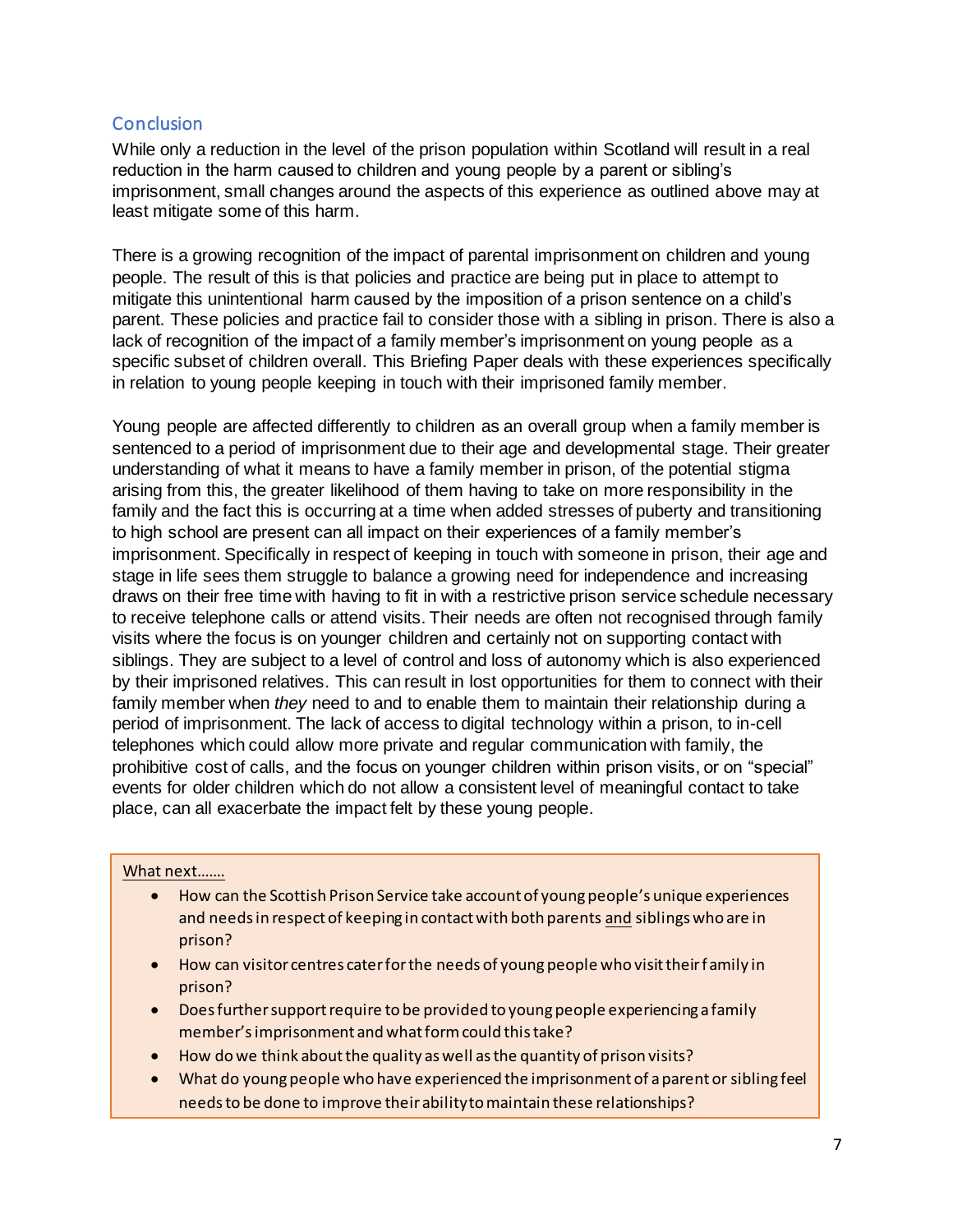## Conclusion

While only a reduction in the level of the prison population within Scotland will result in a real reduction in the harm caused to children and young people by a parent or sibling's imprisonment, small changes around the aspects of this experience as outlined above may at least mitigate some of this harm.

There is a growing recognition of the impact of parental imprisonment on children and young people. The result of this is that policies and practice are being put in place to attempt to mitigate this unintentional harm caused by the imposition of a prison sentence on a child's parent. These policies and practice fail to consider those with a sibling in prison. There is also a lack of recognition of the impact of a family member's imprisonment on young people as a specific subset of children overall. This Briefing Paper deals with these experiences specifically in relation to young people keeping in touch with their imprisoned family member.

Young people are affected differently to children as an overall group when a family member is sentenced to a period of imprisonment due to their age and developmental stage. Their greater understanding of what it means to have a family member in prison, of the potential stigma arising from this, the greater likelihood of them having to take on more responsibility in the family and the fact this is occurring at a time when added stresses of puberty and transitioning to high school are present can all impact on their experiences of a family member's imprisonment. Specifically in respect of keeping in touch with someone in prison, their age and stage in life sees them struggle to balance a growing need for independence and increasing draws on their free time with having to fit in with a restrictive prison service schedule necessary to receive telephone calls or attend visits. Their needs are often not recognised through family visits where the focus is on younger children and certainly not on supporting contact with siblings. They are subject to a level of control and loss of autonomy which is also experienced by their imprisoned relatives. This can result in lost opportunities for them to connect with their family member when *they* need to and to enable them to maintain their relationship during a period of imprisonment. The lack of access to digital technology within a prison, to in-cell telephones which could allow more private and regular communication with family, the prohibitive cost of calls, and the focus on younger children within prison visits, or on "special" events for older children which do not allow a consistent level of meaningful contact to take place, can all exacerbate the impact felt by these young people.

What next…….

- How can the Scottish Prison Service take account of young people's unique experiences and needs in respect of keeping in contact with both parents and siblings who are in prison?
- How can visitor centres cater for the needs of young people who visit their family in prison?
- Does further support require to be provided to young people experiencing a family member's imprisonment and what form could this take?
- How do we think about the quality as well as the quantity of prison visits?
- What do young people who have experienced the imprisonment of a parent or sibling feel needs to be done to improve their ability to maintain these relationships?